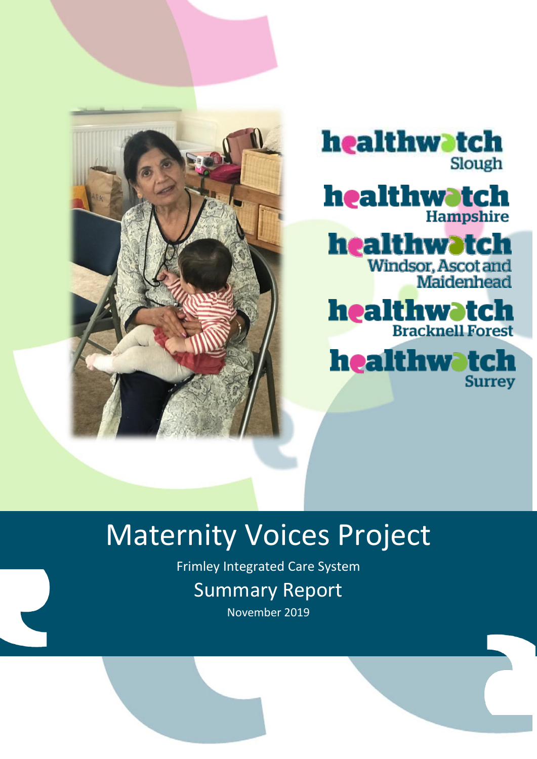healthwatch Slough

healthwatch Hampshire

healthwatch Windsor, Ascot and Maidenhead

healthwatch Bracknell Forest

healthwatch Surrey

# Maternity Voices Project

Frimley Integrated Care System

## Summary Report

November 2019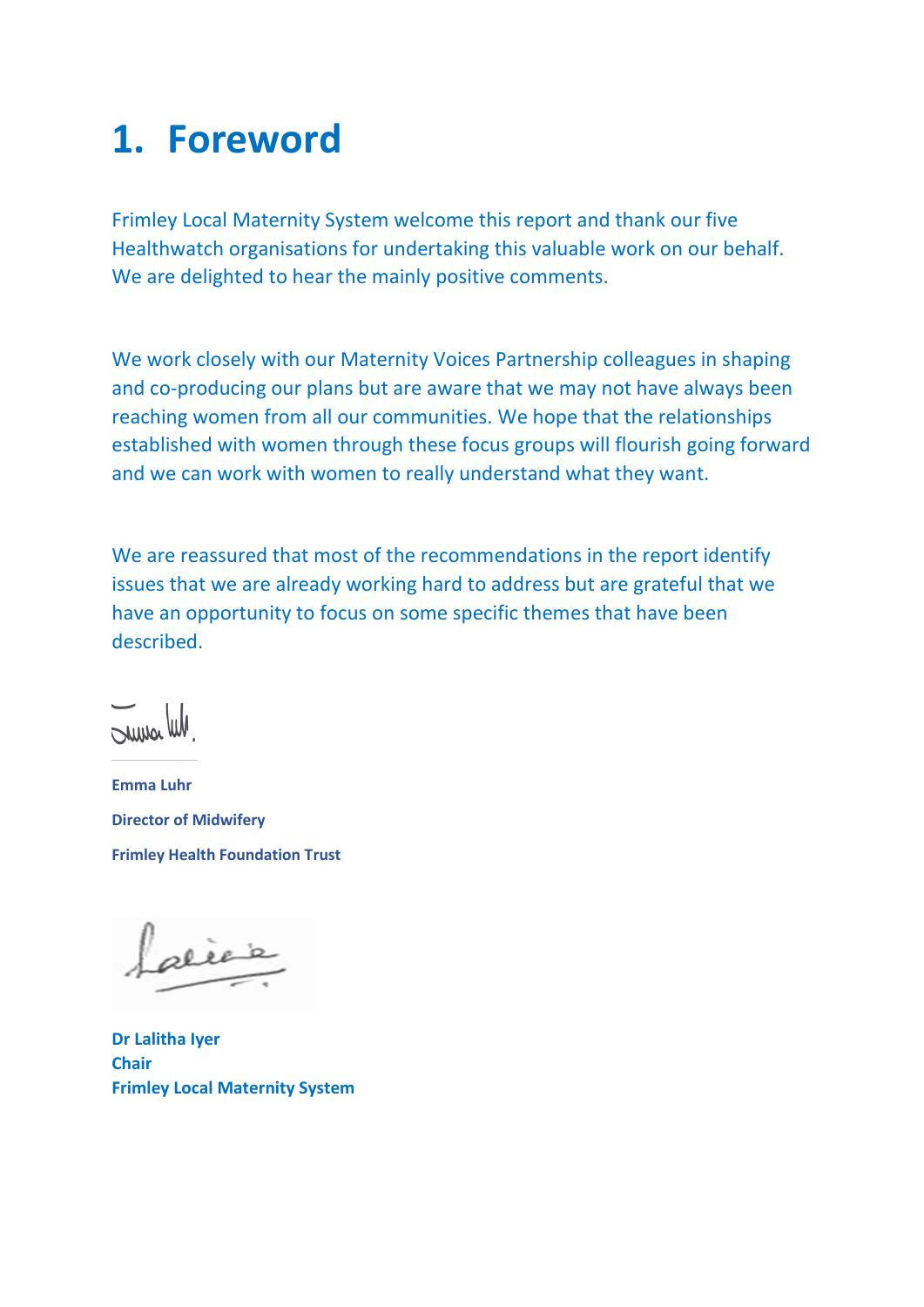# 1. Foreword

Frimley Local Maternity System welcome this report and thank our five Healthwatch organisations for undertaking this valuable work on our behalf. We are delighted to hear the mainly positive comments.

We work closely with our Maternity Voices Partnership colleagues in shaping and co-producing our plans but are aware that we may not have always been reaching women from all our communities. We hope that the relationships established with women through these focus groups will flourish going forward and we can work with women to really understand what they want.

We are reassured that most of the recommendations in the report identify issues that we are already working hard to address but are grateful that we have an opportunity to focus on some specific themes that have been described.

**Emma Luhr**

**Director of Midwifery**

**Frimley Health Foundation Trust**

**Dr Lalitha Iyer**
**Chair**
**Frimley Local Maternity System**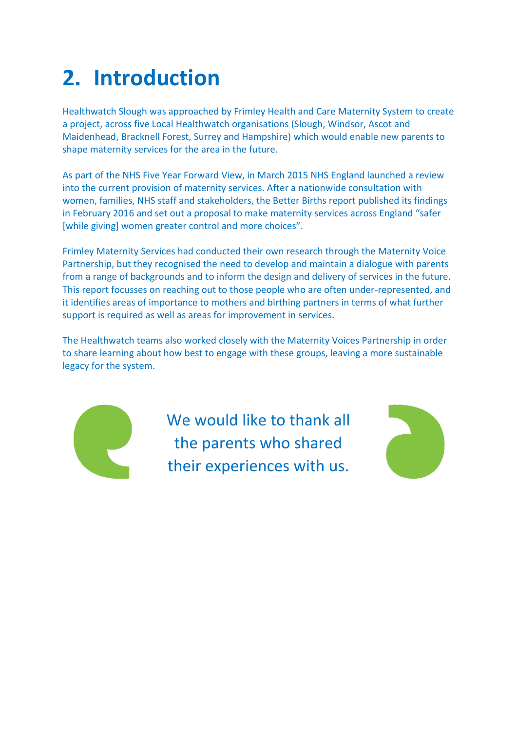# 2. Introduction

Healthwatch Slough was approached by Frimley Health and Care Maternity System to create a project, across five Local Healthwatch organisations (Slough, Windsor, Ascot and Maidenhead, Bracknell Forest, Surrey and Hampshire) which would enable new parents to shape maternity services for the area in the future.

As part of the NHS Five Year Forward View, in March 2015 NHS England launched a review into the current provision of maternity services. After a nationwide consultation with women, families, NHS staff and stakeholders, the Better Births report published its findings in February 2016 and set out a proposal to make maternity services across England "safer [while giving] women greater control and more choices".

Frimley Maternity Services had conducted their own research through the Maternity Voice Partnership, but they recognised the need to develop and maintain a dialogue with parents from a range of backgrounds and to inform the design and delivery of services in the future. This report focusses on reaching out to those people who are often under-represented, and it identifies areas of importance to mothers and birthing partners in terms of what further support is required as well as areas for improvement in services.

The Healthwatch teams also worked closely with the Maternity Voices Partnership in order to share learning about how best to engage with these groups, leaving a more sustainable legacy for the system.

> We would like to thank all the parents who shared their experiences with us.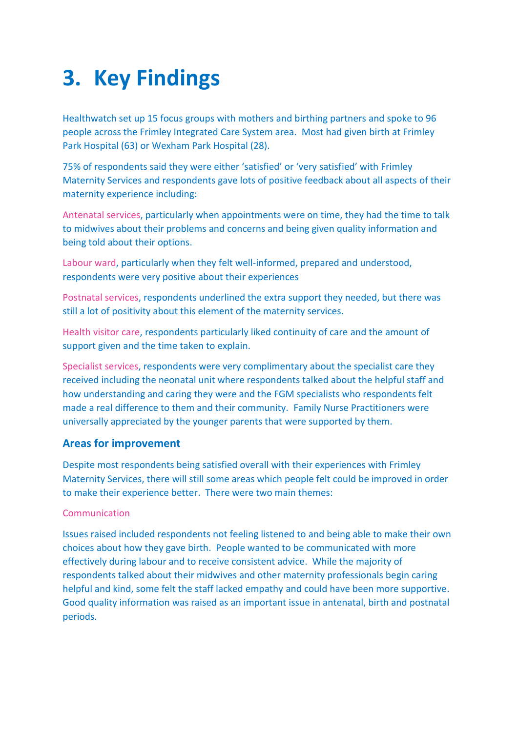# 3. Key Findings

Healthwatch set up 15 focus groups with mothers and birthing partners and spoke to 96 people across the Frimley Integrated Care System area. Most had given birth at Frimley Park Hospital (63) or Wexham Park Hospital (28).

75% of respondents said they were either 'satisfied' or 'very satisfied' with Frimley Maternity Services and respondents gave lots of positive feedback about all aspects of their maternity experience including:

Antenatal services, particularly when appointments were on time, they had the time to talk to midwives about their problems and concerns and being given quality information and being told about their options.

Labour ward, particularly when they felt well-informed, prepared and understood, respondents were very positive about their experiences

Postnatal services, respondents underlined the extra support they needed, but there was still a lot of positivity about this element of the maternity services.

Health visitor care, respondents particularly liked continuity of care and the amount of support given and the time taken to explain.

Specialist services, respondents were very complimentary about the specialist care they received including the neonatal unit where respondents talked about the helpful staff and how understanding and caring they were and the FGM specialists who respondents felt made a real difference to them and their community. Family Nurse Practitioners were universally appreciated by the younger parents that were supported by them.

## Areas for improvement

Despite most respondents being satisfied overall with their experiences with Frimley Maternity Services, there will still some areas which people felt could be improved in order to make their experience better. There were two main themes:

### Communication

Issues raised included respondents not feeling listened to and being able to make their own choices about how they gave birth. People wanted to be communicated with more effectively during labour and to receive consistent advice. While the majority of respondents talked about their midwives and other maternity professionals begin caring helpful and kind, some felt the staff lacked empathy and could have been more supportive. Good quality information was raised as an important issue in antenatal, birth and postnatal periods.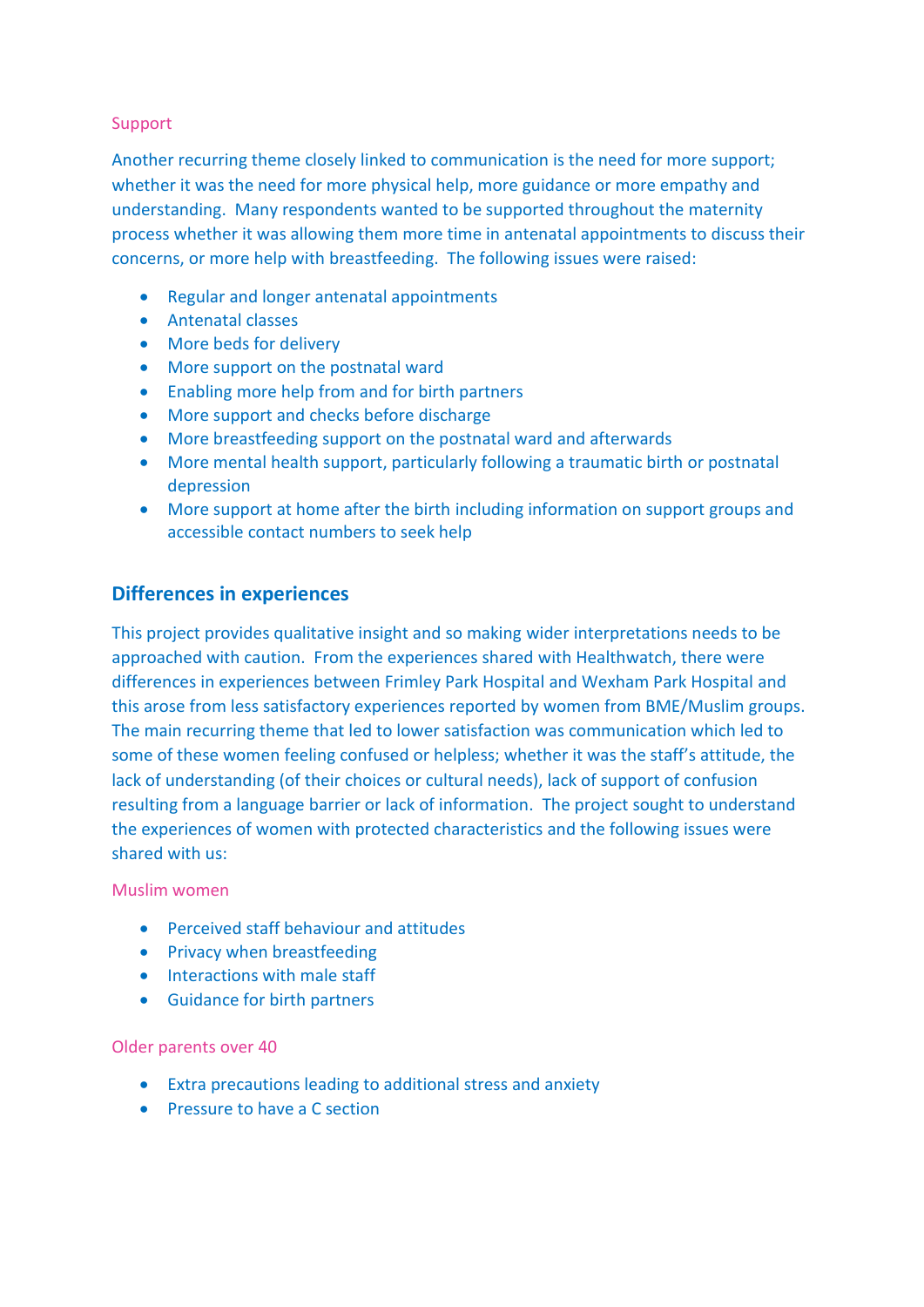### Support

Another recurring theme closely linked to communication is the need for more support; whether it was the need for more physical help, more guidance or more empathy and understanding. Many respondents wanted to be supported throughout the maternity process whether it was allowing them more time in antenatal appointments to discuss their concerns, or more help with breastfeeding. The following issues were raised:

- Regular and longer antenatal appointments
- Antenatal classes
- More beds for delivery
- More support on the postnatal ward
- Enabling more help from and for birth partners
- More support and checks before discharge
- More breastfeeding support on the postnatal ward and afterwards
- More mental health support, particularly following a traumatic birth or postnatal depression
- More support at home after the birth including information on support groups and accessible contact numbers to seek help

## Differences in experiences

This project provides qualitative insight and so making wider interpretations needs to be approached with caution. From the experiences shared with Healthwatch, there were differences in experiences between Frimley Park Hospital and Wexham Park Hospital and this arose from less satisfactory experiences reported by women from BME/Muslim groups. The main recurring theme that led to lower satisfaction was communication which led to some of these women feeling confused or helpless; whether it was the staff's attitude, the lack of understanding (of their choices or cultural needs), lack of support of confusion resulting from a language barrier or lack of information. The project sought to understand the experiences of women with protected characteristics and the following issues were shared with us:

### Muslim women

- Perceived staff behaviour and attitudes
- Privacy when breastfeeding
- Interactions with male staff
- Guidance for birth partners

### Older parents over 40

- Extra precautions leading to additional stress and anxiety
- Pressure to have a C section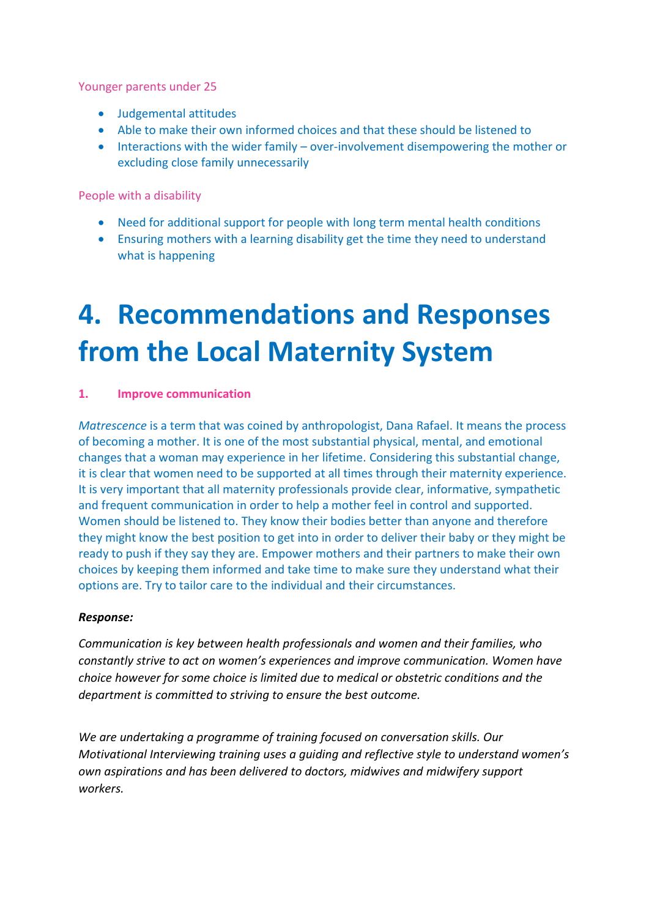Younger parents under 25

- Judgemental attitudes
- Able to make their own informed choices and that these should be listened to
- Interactions with the wider family – over-involvement disempowering the mother or excluding close family unnecessarily

People with a disability

- Need for additional support for people with long term mental health conditions
- Ensuring mothers with a learning disability get the time they need to understand what is happening

# 4. Recommendations and Responses from the Local Maternity System

### 1. Improve communication

*Matrescence* is a term that was coined by anthropologist, Dana Rafael. It means the process of becoming a mother. It is one of the most substantial physical, mental, and emotional changes that a woman may experience in her lifetime. Considering this substantial change, it is clear that women need to be supported at all times through their maternity experience. It is very important that all maternity professionals provide clear, informative, sympathetic and frequent communication in order to help a mother feel in control and supported. Women should be listened to. They know their bodies better than anyone and therefore they might know the best position to get into in order to deliver their baby or they might be ready to push if they say they are. Empower mothers and their partners to make their own choices by keeping them informed and take time to make sure they understand what their options are. Try to tailor care to the individual and their circumstances.

***Response:***

*Communication is key between health professionals and women and their families, who constantly strive to act on women's experiences and improve communication. Women have choice however for some choice is limited due to medical or obstetric conditions and the department is committed to striving to ensure the best outcome.*

*We are undertaking a programme of training focused on conversation skills. Our Motivational Interviewing training uses a guiding and reflective style to understand women's own aspirations and has been delivered to doctors, midwives and midwifery support workers.*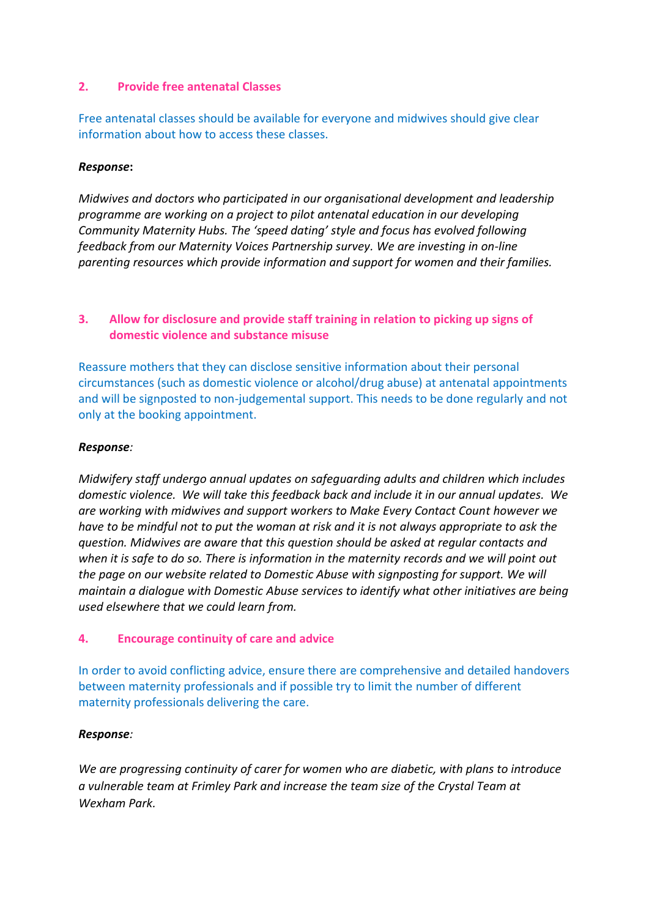## 2. Provide free antenatal Classes

Free antenatal classes should be available for everyone and midwives should give clear information about how to access these classes.

***Response*:**

*Midwives and doctors who participated in our organisational development and leadership programme are working on a project to pilot antenatal education in our developing Community Maternity Hubs. The 'speed dating' style and focus has evolved following feedback from our Maternity Voices Partnership survey. We are investing in on-line parenting resources which provide information and support for women and their families.*

## 3. Allow for disclosure and provide staff training in relation to picking up signs of domestic violence and substance misuse

Reassure mothers that they can disclose sensitive information about their personal circumstances (such as domestic violence or alcohol/drug abuse) at antenatal appointments and will be signposted to non-judgemental support. This needs to be done regularly and not only at the booking appointment.

***Response:***

*Midwifery staff undergo annual updates on safeguarding adults and children which includes domestic violence. We will take this feedback back and include it in our annual updates. We are working with midwives and support workers to Make Every Contact Count however we have to be mindful not to put the woman at risk and it is not always appropriate to ask the question. Midwives are aware that this question should be asked at regular contacts and when it is safe to do so. There is information in the maternity records and we will point out the page on our website related to Domestic Abuse with signposting for support. We will maintain a dialogue with Domestic Abuse services to identify what other initiatives are being used elsewhere that we could learn from.*

## 4. Encourage continuity of care and advice

In order to avoid conflicting advice, ensure there are comprehensive and detailed handovers between maternity professionals and if possible try to limit the number of different maternity professionals delivering the care.

***Response:***

*We are progressing continuity of carer for women who are diabetic, with plans to introduce a vulnerable team at Frimley Park and increase the team size of the Crystal Team at Wexham Park.*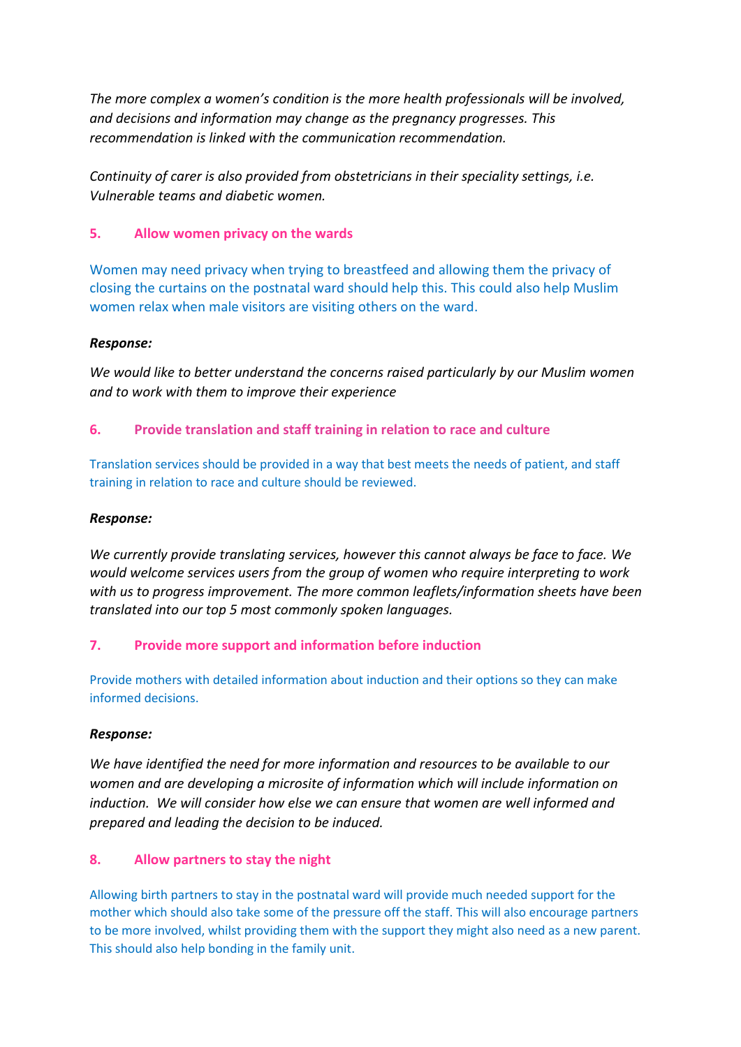*The more complex a women's condition is the more health professionals will be involved, and decisions and information may change as the pregnancy progresses. This recommendation is linked with the communication recommendation.*

*Continuity of carer is also provided from obstetricians in their speciality settings, i.e. Vulnerable teams and diabetic women.*

### 5. Allow women privacy on the wards

Women may need privacy when trying to breastfeed and allowing them the privacy of closing the curtains on the postnatal ward should help this. This could also help Muslim women relax when male visitors are visiting others on the ward.

***Response:***

*We would like to better understand the concerns raised particularly by our Muslim women and to work with them to improve their experience*

### 6. Provide translation and staff training in relation to race and culture

Translation services should be provided in a way that best meets the needs of patient, and staff training in relation to race and culture should be reviewed.

***Response:***

*We currently provide translating services, however this cannot always be face to face. We would welcome services users from the group of women who require interpreting to work with us to progress improvement. The more common leaflets/information sheets have been translated into our top 5 most commonly spoken languages.*

### 7. Provide more support and information before induction

Provide mothers with detailed information about induction and their options so they can make informed decisions.

***Response:***

*We have identified the need for more information and resources to be available to our women and are developing a microsite of information which will include information on induction. We will consider how else we can ensure that women are well informed and prepared and leading the decision to be induced.*

### 8. Allow partners to stay the night

Allowing birth partners to stay in the postnatal ward will provide much needed support for the mother which should also take some of the pressure off the staff. This will also encourage partners to be more involved, whilst providing them with the support they might also need as a new parent. This should also help bonding in the family unit.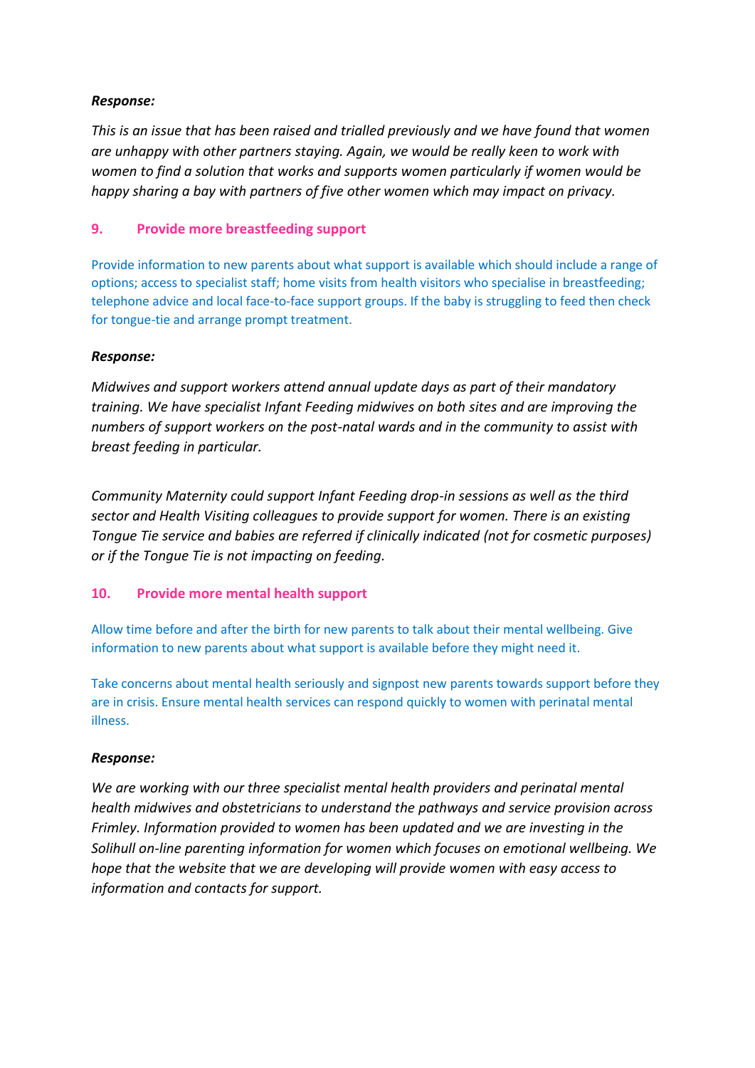***Response:***

*This is an issue that has been raised and trialled previously and we have found that women are unhappy with other partners staying. Again, we would be really keen to work with women to find a solution that works and supports women particularly if women would be happy sharing a bay with partners of five other women which may impact on privacy.*

## 9. Provide more breastfeeding support

Provide information to new parents about what support is available which should include a range of options; access to specialist staff; home visits from health visitors who specialise in breastfeeding; telephone advice and local face-to-face support groups. If the baby is struggling to feed then check for tongue-tie and arrange prompt treatment.

***Response:***

*Midwives and support workers attend annual update days as part of their mandatory training. We have specialist Infant Feeding midwives on both sites and are improving the numbers of support workers on the post-natal wards and in the community to assist with breast feeding in particular.*

*Community Maternity could support Infant Feeding drop-in sessions as well as the third sector and Health Visiting colleagues to provide support for women. There is an existing Tongue Tie service and babies are referred if clinically indicated (not for cosmetic purposes) or if the Tongue Tie is not impacting on feeding.*

## 10. Provide more mental health support

Allow time before and after the birth for new parents to talk about their mental wellbeing. Give information to new parents about what support is available before they might need it.

Take concerns about mental health seriously and signpost new parents towards support before they are in crisis. Ensure mental health services can respond quickly to women with perinatal mental illness.

***Response:***

*We are working with our three specialist mental health providers and perinatal mental health midwives and obstetricians to understand the pathways and service provision across Frimley. Information provided to women has been updated and we are investing in the Solihull on-line parenting information for women which focuses on emotional wellbeing. We hope that the website that we are developing will provide women with easy access to information and contacts for support.*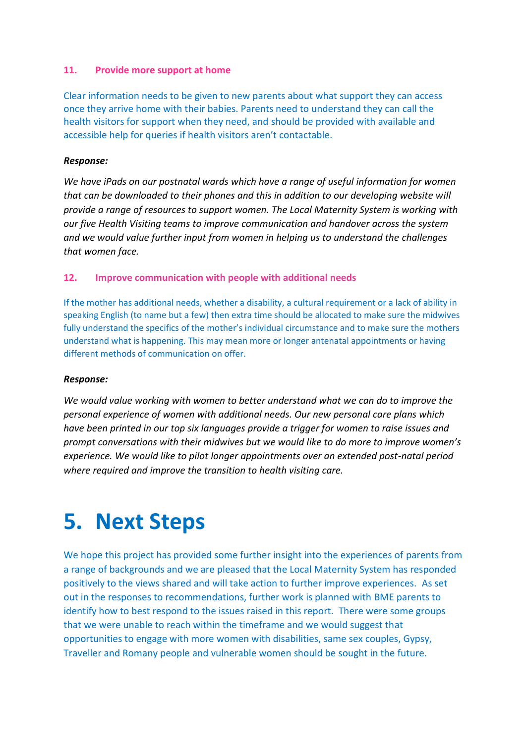### 11. Provide more support at home

Clear information needs to be given to new parents about what support they can access once they arrive home with their babies. Parents need to understand they can call the health visitors for support when they need, and should be provided with available and accessible help for queries if health visitors aren't contactable.

***Response:***

*We have iPads on our postnatal wards which have a range of useful information for women that can be downloaded to their phones and this in addition to our developing website will provide a range of resources to support women. The Local Maternity System is working with our five Health Visiting teams to improve communication and handover across the system and we would value further input from women in helping us to understand the challenges that women face.*

### 12. Improve communication with people with additional needs

If the mother has additional needs, whether a disability, a cultural requirement or a lack of ability in speaking English (to name but a few) then extra time should be allocated to make sure the midwives fully understand the specifics of the mother's individual circumstance and to make sure the mothers understand what is happening. This may mean more or longer antenatal appointments or having different methods of communication on offer.

***Response:***

*We would value working with women to better understand what we can do to improve the personal experience of women with additional needs. Our new personal care plans which have been printed in our top six languages provide a trigger for women to raise issues and prompt conversations with their midwives but we would like to do more to improve women's experience. We would like to pilot longer appointments over an extended post-natal period where required and improve the transition to health visiting care.*

# 5. Next Steps

We hope this project has provided some further insight into the experiences of parents from a range of backgrounds and we are pleased that the Local Maternity System has responded positively to the views shared and will take action to further improve experiences. As set out in the responses to recommendations, further work is planned with BME parents to identify how to best respond to the issues raised in this report. There were some groups that we were unable to reach within the timeframe and we would suggest that opportunities to engage with more women with disabilities, same sex couples, Gypsy, Traveller and Romany people and vulnerable women should be sought in the future.